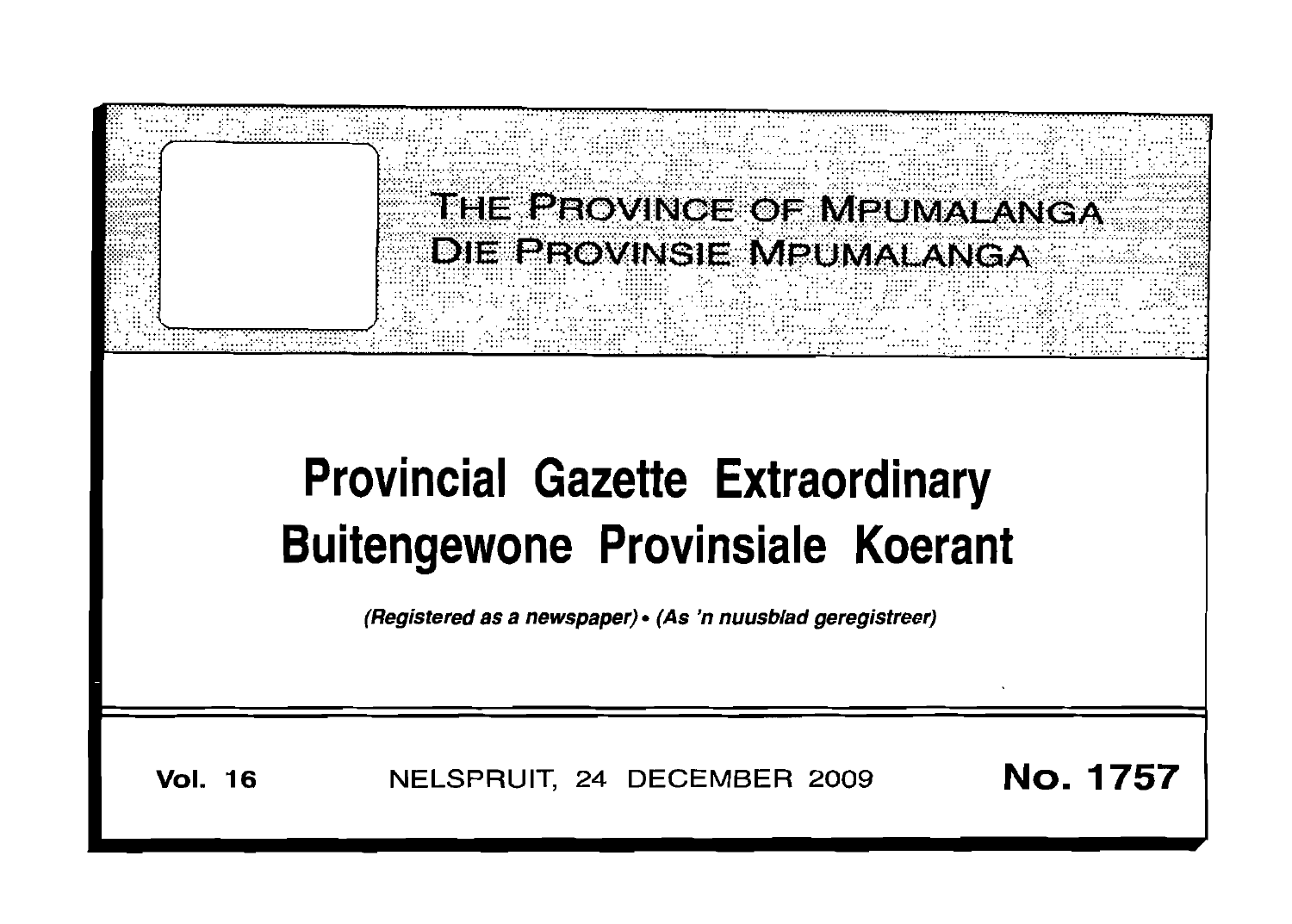THE PROVINCE OF MPUMALANGA

DIE PROVINSIE MPUMALANGA

# Provincial Gazette Extraordinary
# Buitengewone Provinsiale Koerant

*(Registered as a newspaper)* • *(As 'n nuusblad geregistreer)*

**Vol. 16** NELSPRUIT, 24 DECEMBER 2009 **No. 1757**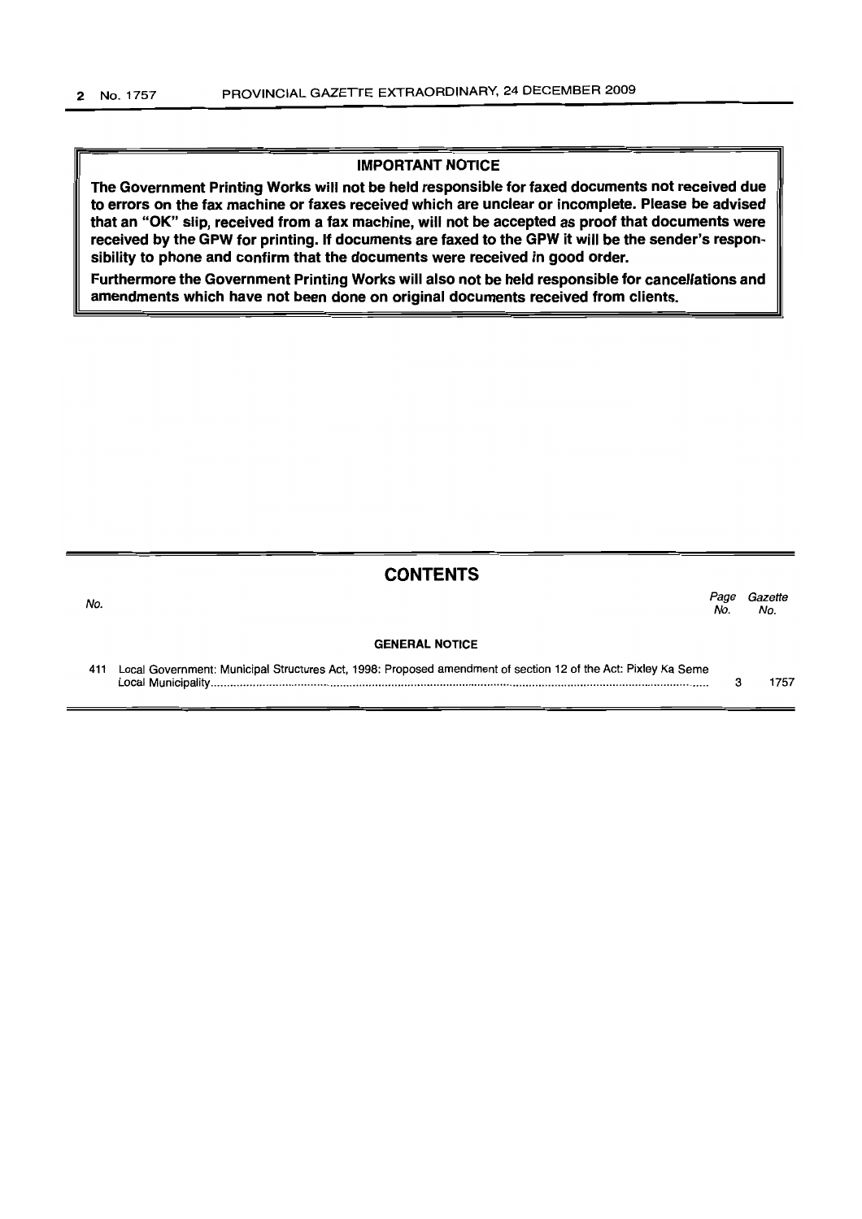## IMPORTANT NOTICE

**The Government Printing Works will not be held responsible for faxed documents not received due to errors on the fax machine or faxes received which are unclear or incomplete. Please be advised that an "OK" slip, received from a fax machine, will not be accepted as proof that documents were received by the GPW for printing. If documents are faxed to the GPW it will be the sender's responsibility to phone and confirm that the documents were received in good order.**

**Furthermore the Government Printing Works will also not be held responsible for cancellations and amendments which have not been done on original documents received from clients.**

## CONTENTS

| *No.* | | *Page No.* | *Gazette No.* |
|---|---|---|---|
| | **GENERAL NOTICE** | | |
| 411 | Local Government: Municipal Structures Act, 1998: Proposed amendment of section 12 of the Act: Pixley Ka Seme Local Municipality | 3 | 1757 |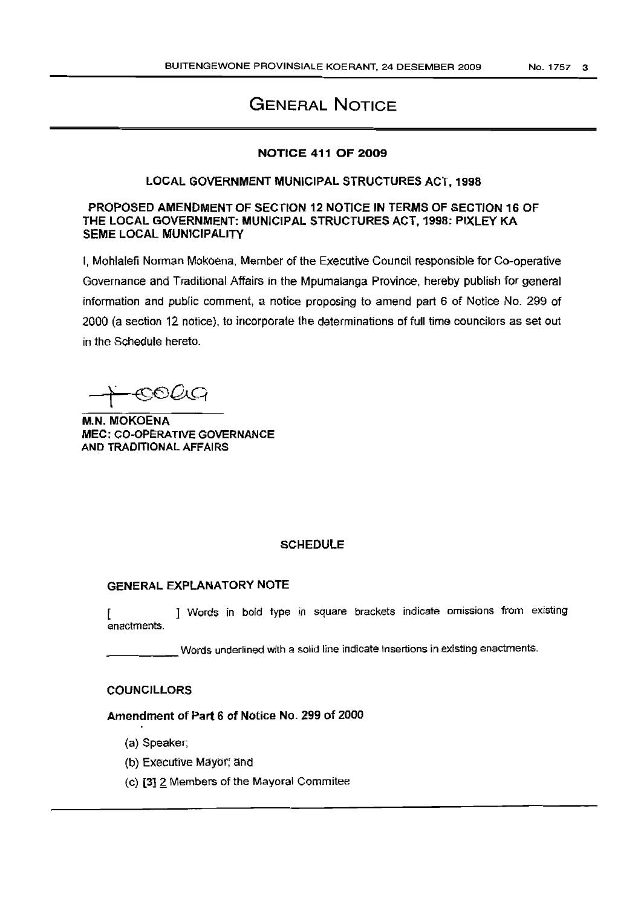# GENERAL NOTICE

## NOTICE 411 OF 2009

### LOCAL GOVERNMENT MUNICIPAL STRUCTURES ACT, 1998

### PROPOSED AMENDMENT OF SECTION 12 NOTICE IN TERMS OF SECTION 16 OF THE LOCAL GOVERNMENT: MUNICIPAL STRUCTURES ACT, 1998: PIXLEY KA SEME LOCAL MUNICIPALITY

I, Mohlalefi Norman Mokoena, Member of the Executive Council responsible for Co-operative Governance and Traditional Affairs in the Mpumalanga Province, hereby publish for general information and public comment, a notice proposing to amend part 6 of Notice No. 299 of 2000 (a section 12 notice), to incorporate the determinations of full time councilors as set out in the Schedule hereto.

**M.N. MOKOENA**
**MEC: CO-OPERATIVE GOVERNANCE AND TRADITIONAL AFFAIRS**

### SCHEDULE

**GENERAL EXPLANATORY NOTE**

[ ] Words in bold type in square brackets indicate omissions from existing enactments.

\_\_\_\_\_\_\_\_ Words underlined with a solid line indicate insertions in existing enactments.

**COUNCILLORS**

**Amendment of Part 6 of Notice No. 299 of 2000**

(a) Speaker;

(b) Executive Mayor; and

(c) **[3]** <u>2</u> Members of the Mayoral Commitee